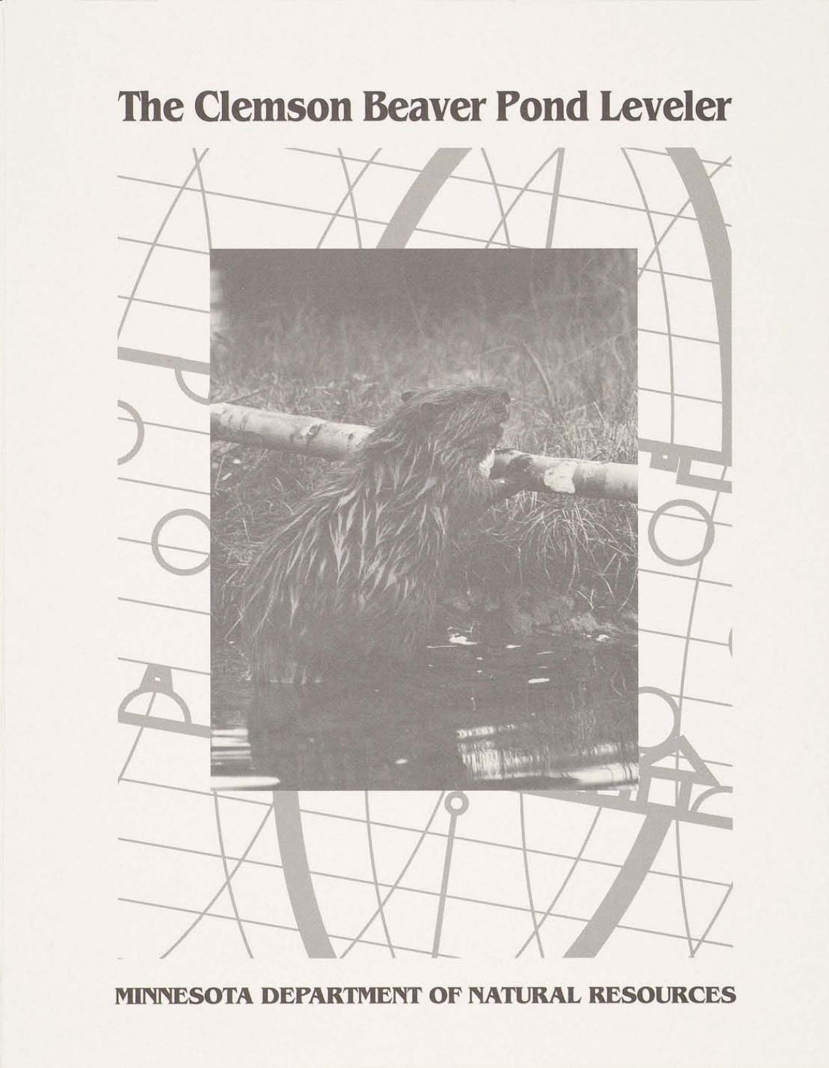# The Clemson Beaver Pond Leveler

**MINNESOTA DEPARTMENT OF NATURAL RESOURCES**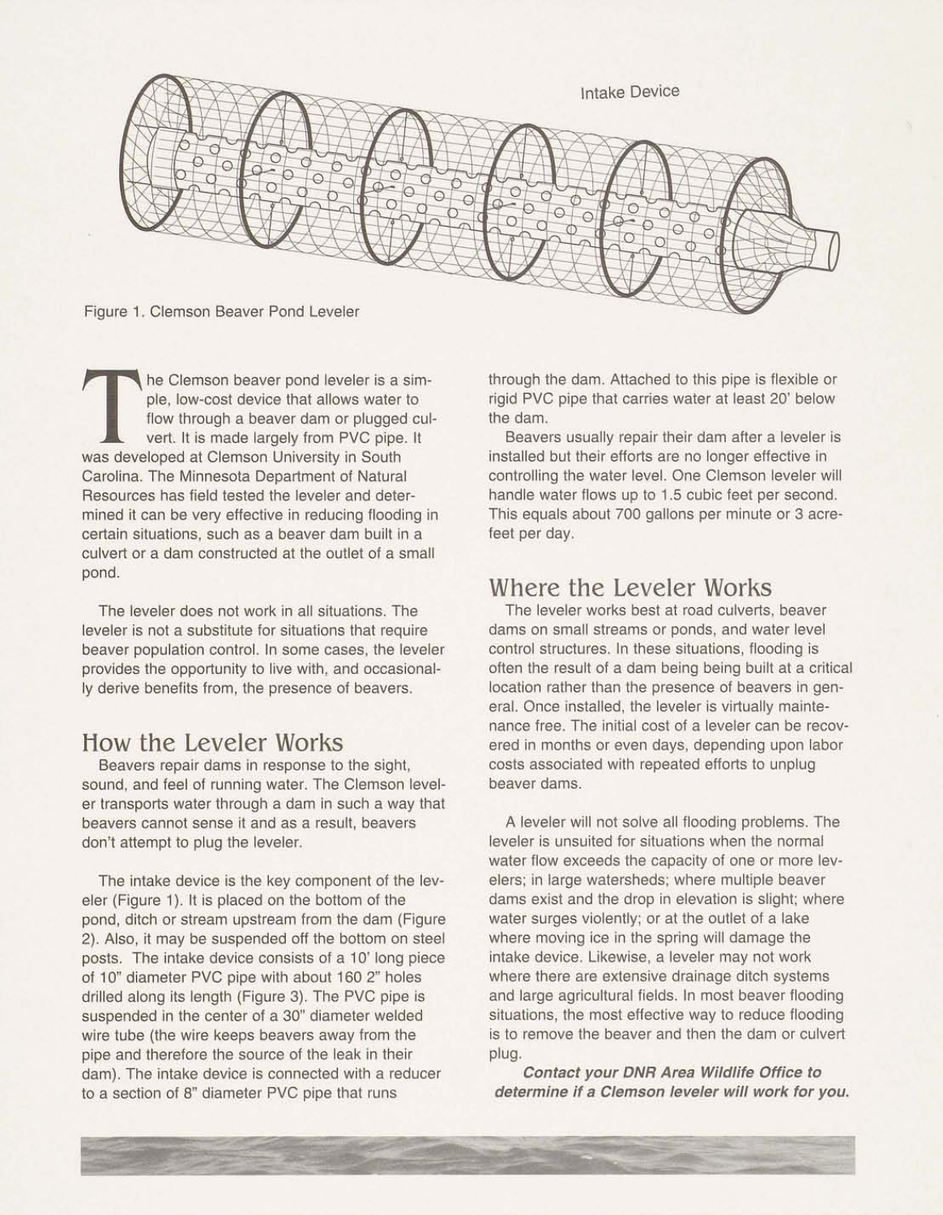Intake Device

Figure 1. Clemson Beaver Pond Leveler

The Clemson beaver pond leveler is a simple, low-cost device that allows water to flow through a beaver dam or plugged culvert. It is made largely from PVC pipe. It was developed at Clemson University in South Carolina. The Minnesota Department of Natural Resources has field tested the leveler and determined it can be very effective in reducing flooding in certain situations, such as a beaver dam built in a culvert or a dam constructed at the outlet of a small pond.

The leveler does not work in all situations. The leveler is not a substitute for situations that require beaver population control. In some cases, the leveler provides the opportunity to live with, and occasionally derive benefits from, the presence of beavers.

## How the Leveler Works

Beavers repair dams in response to the sight, sound, and feel of running water. The Clemson leveler transports water through a dam in such a way that beavers cannot sense it and as a result, beavers don't attempt to plug the leveler.

The intake device is the key component of the leveler (Figure 1). It is placed on the bottom of the pond, ditch or stream upstream from the dam (Figure 2). Also, it may be suspended off the bottom on steel posts. The intake device consists of a 10' long piece of 10" diameter PVC pipe with about 160 2" holes drilled along its length (Figure 3). The PVC pipe is suspended in the center of a 30" diameter welded wire tube (the wire keeps beavers away from the pipe and therefore the source of the leak in their dam). The intake device is connected with a reducer to a section of 8" diameter PVC pipe that runs through the dam. Attached to this pipe is flexible or rigid PVC pipe that carries water at least 20' below the dam.

Beavers usually repair their dam after a leveler is installed but their efforts are no longer effective in controlling the water level. One Clemson leveler will handle water flows up to 1.5 cubic feet per second. This equals about 700 gallons per minute or 3 acre-feet per day.

## Where the Leveler Works

The leveler works best at road culverts, beaver dams on small streams or ponds, and water level control structures. In these situations, flooding is often the result of a dam being being built at a critical location rather than the presence of beavers in general. Once installed, the leveler is virtually maintenance free. The initial cost of a leveler can be recovered in months or even days, depending upon labor costs associated with repeated efforts to unplug beaver dams.

A leveler will not solve all flooding problems. The leveler is unsuited for situations when the normal water flow exceeds the capacity of one or more levelers; in large watersheds; where multiple beaver dams exist and the drop in elevation is slight; where water surges violently; or at the outlet of a lake where moving ice in the spring will damage the intake device. Likewise, a leveler may not work where there are extensive drainage ditch systems and large agricultural fields. In most beaver flooding situations, the most effective way to reduce flooding is to remove the beaver and then the dam or culvert plug.

***Contact your DNR Area Wildlife Office to determine if a Clemson leveler will work for you.***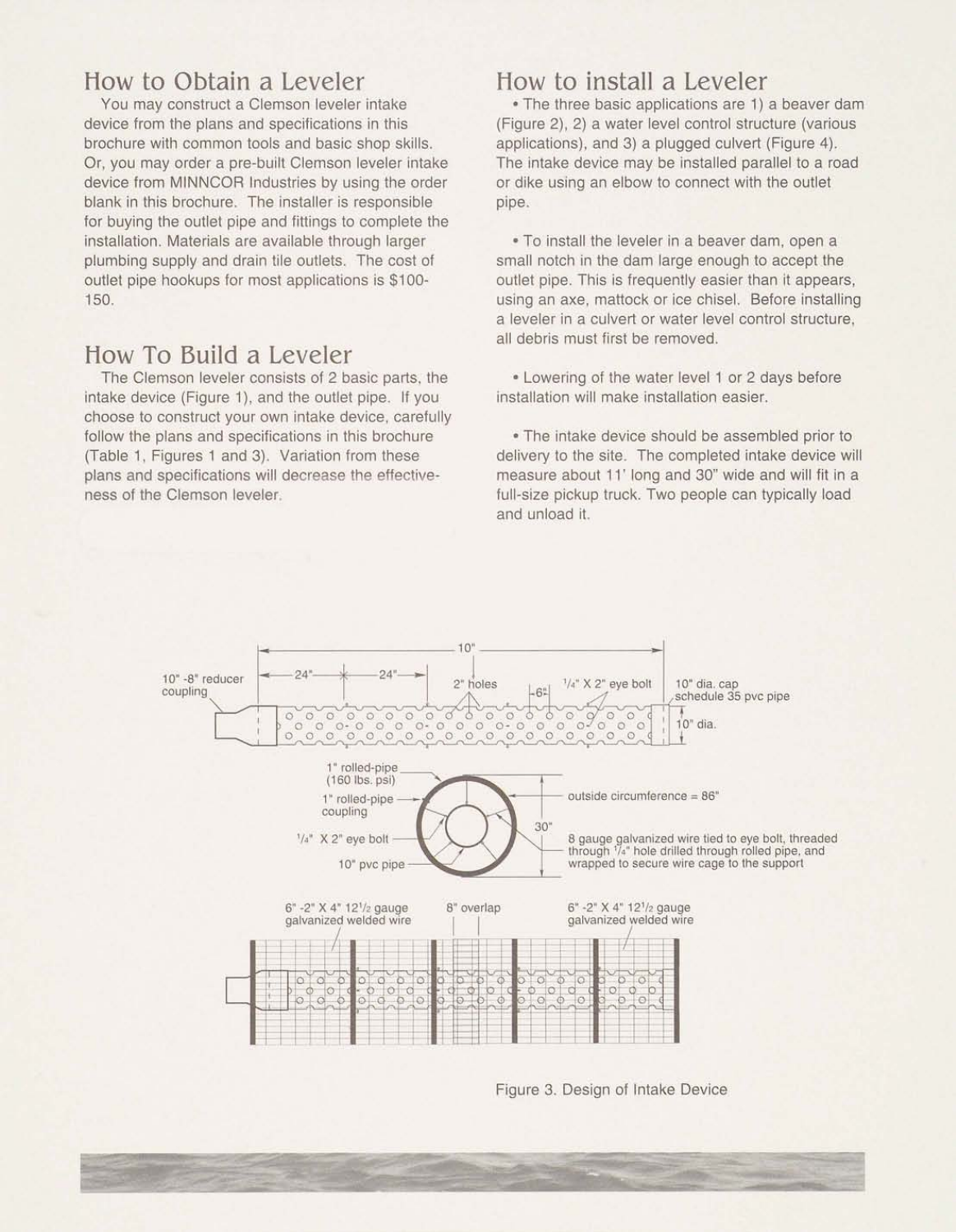## How to Obtain a Leveler

You may construct a Clemson leveler intake device from the plans and specifications in this brochure with common tools and basic shop skills. Or, you may order a pre-built Clemson leveler intake device from MINNCOR Industries by using the order blank in this brochure. The installer is responsible for buying the outlet pipe and fittings to complete the installation. Materials are available through larger plumbing supply and drain tile outlets. The cost of outlet pipe hookups for most applications is $100-150.

## How To Build a Leveler

The Clemson leveler consists of 2 basic parts, the intake device (Figure 1), and the outlet pipe. If you choose to construct your own intake device, carefully follow the plans and specifications in this brochure (Table 1, Figures 1 and 3). Variation from these plans and specifications will decrease the effectiveness of the Clemson leveler.

## How to install a Leveler

- The three basic applications are 1) a beaver dam (Figure 2), 2) a water level control structure (various applications), and 3) a plugged culvert (Figure 4). The intake device may be installed parallel to a road or dike using an elbow to connect with the outlet pipe.

- To install the leveler in a beaver dam, open a small notch in the dam large enough to accept the outlet pipe. This is frequently easier than it appears, using an axe, mattock or ice chisel. Before installing a leveler in a culvert or water level control structure, all debris must first be removed.

- Lowering of the water level 1 or 2 days before installation will make installation easier.

- The intake device should be assembled prior to delivery to the site. The completed intake device will measure about 11' long and 30" wide and will fit in a full-size pickup truck. Two people can typically load and unload it.

10" -8" reducer coupling — 24" — 24" — 10' — 2" holes — 6" — 1/4" X 2" eye bolt — 10" dia. cap schedule 35 pvc pipe — 10" dia.

1" rolled-pipe (160 lbs. psi) — 1" rolled-pipe coupling — 1/4" X 2" eye bolt — 10" pvc pipe — 30" — outside circumference = 86" — 8 gauge galvanized wire tied to eye bolt, threaded through 1/4" hole drilled through rolled pipe, and wrapped to secure wire cage to the support

6" -2" X 4" 12 1/2 gauge galvanized welded wire — 8" overlap — 6" -2" X 4" 12 1/2 gauge galvanized welded wire

Figure 3. Design of Intake Device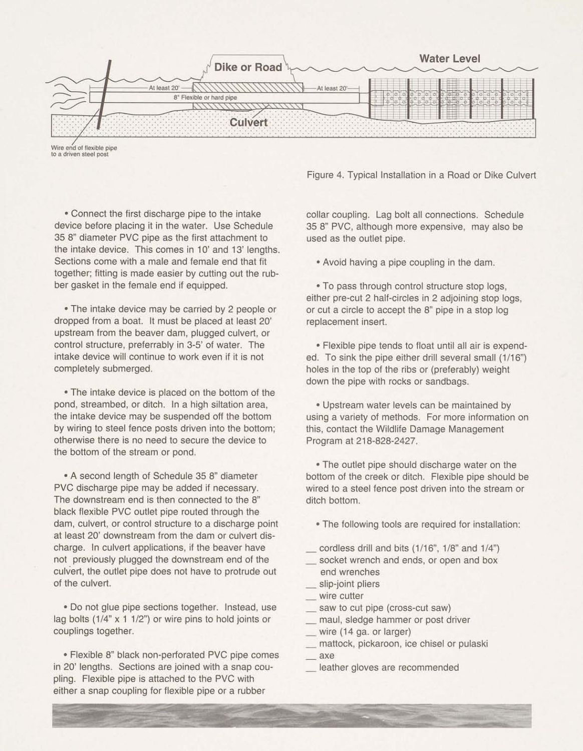Figure 4. Typical Installation in a Road or Dike Culvert

• Connect the first discharge pipe to the intake device before placing it in the water. Use Schedule 35 8" diameter PVC pipe as the first attachment to the intake device. This comes in 10' and 13' lengths. Sections come with a male and female end that fit together; fitting is made easier by cutting out the rubber gasket in the female end if equipped.

• The intake device may be carried by 2 people or dropped from a boat. It must be placed at least 20' upstream from the beaver dam, plugged culvert, or control structure, preferrably in 3-5' of water. The intake device will continue to work even if it is not completely submerged.

• The intake device is placed on the bottom of the pond, streambed, or ditch. In a high siltation area, the intake device may be suspended off the bottom by wiring to steel fence posts driven into the bottom; otherwise there is no need to secure the device to the bottom of the stream or pond.

• A second length of Schedule 35 8" diameter PVC discharge pipe may be added if necessary. The downstream end is then connected to the 8" black flexible PVC outlet pipe routed through the dam, culvert, or control structure to a discharge point at least 20' downstream from the dam or culvert discharge. In culvert applications, if the beaver have not previously plugged the downstream end of the culvert, the outlet pipe does not have to protrude out of the culvert.

• Do not glue pipe sections together. Instead, use lag bolts (1/4" x 1 1/2") or wire pins to hold joints or couplings together.

• Flexible 8" black non-perforated PVC pipe comes in 20' lengths. Sections are joined with a snap coupling. Flexible pipe is attached to the PVC with either a snap coupling for flexible pipe or a rubber collar coupling. Lag bolt all connections. Schedule 35 8" PVC, although more expensive, may also be used as the outlet pipe.

• Avoid having a pipe coupling in the dam.

• To pass through control structure stop logs, either pre-cut 2 half-circles in 2 adjoining stop logs, or cut a circle to accept the 8" pipe in a stop log replacement insert.

• Flexible pipe tends to float until all air is expended. To sink the pipe either drill several small (1/16") holes in the top of the ribs or (preferably) weight down the pipe with rocks or sandbags.

• Upstream water levels can be maintained by using a variety of methods. For more information on this, contact the Wildlife Damage Management Program at 218-828-2427.

• The outlet pipe should discharge water on the bottom of the creek or ditch. Flexible pipe should be wired to a steel fence post driven into the stream or ditch bottom.

• The following tools are required for installation:

__ cordless drill and bits (1/16", 1/8" and 1/4")
__ socket wrench and ends, or open and box end wrenches
__ slip-joint pliers
__ wire cutter
__ saw to cut pipe (cross-cut saw)
__ maul, sledge hammer or post driver
__ wire (14 ga. or larger)
__ mattock, pickaroon, ice chisel or pulaski
__ axe
__ leather gloves are recommended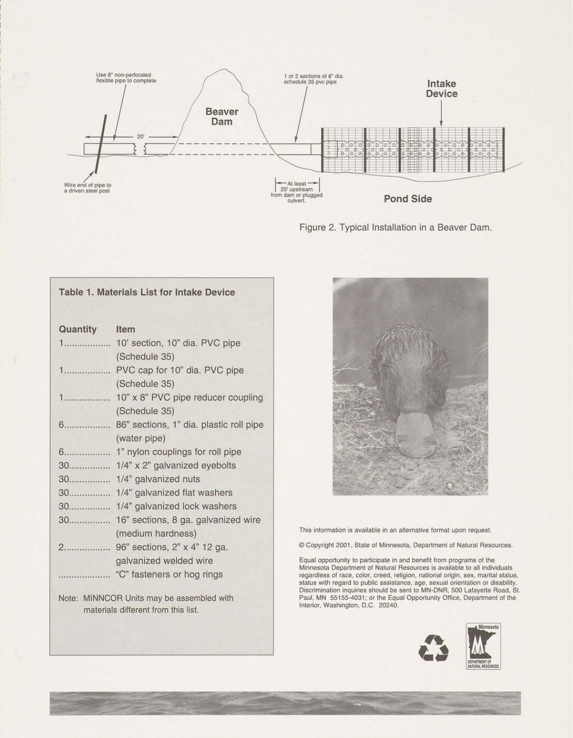Use 8" non-perforated flexible pipe to complete

20'

Beaver Dam

1 or 2 sections of 8" dia. schedule 35 pvc pipe

Intake Device

Wire end of pipe to a driven steel post

At least 20' upstream from dam or plugged culvert.

Pond Side

Figure 2. Typical Installation in a Beaver Dam.

**Table 1. Materials List for Intake Device**

| Quantity | Item |
|---|---|
| 1 | 10' section, 10" dia. PVC pipe (Schedule 35) |
| 1 | PVC cap for 10" dia. PVC pipe (Schedule 35) |
| 1 | 10" x 8" PVC pipe reducer coupling (Schedule 35) |
| 6 | 86" sections, 1" dia. plastic roll pipe (water pipe) |
| 6 | 1" nylon couplings for roll pipe |
| 30 | 1/4" x 2" galvanized eyebolts |
| 30 | 1/4" galvanized nuts |
| 30 | 1/4" galvanized flat washers |
| 30 | 1/4" galvanized lock washers |
| 30 | 16" sections, 8 ga. galvanized wire (medium hardness) |
| 2 | 96" sections, 2" x 4" 12 ga. galvanized welded wire |
| | "C" fasteners or hog rings |

Note: MINNCOR Units may be assembled with materials different from this list.

This information is available in an alternative format upon request.

© Copyright 2001, State of Minnesota, Department of Natural Resources.

Equal opportunity to participate in and benefit from programs of the Minnesota Department of Natural Resources is available to all individuals regardless of race, color, creed, religion, national origin, sex, marital status, status with regard to public assistance, age, sexual orientation or disability. Discrimination inquiries should be sent to MN-DNR, 500 Lafayette Road, St. Paul, MN 55155-4031; or the Equal Opportunity Office, Department of the Interior, Washington, D.C. 20240.